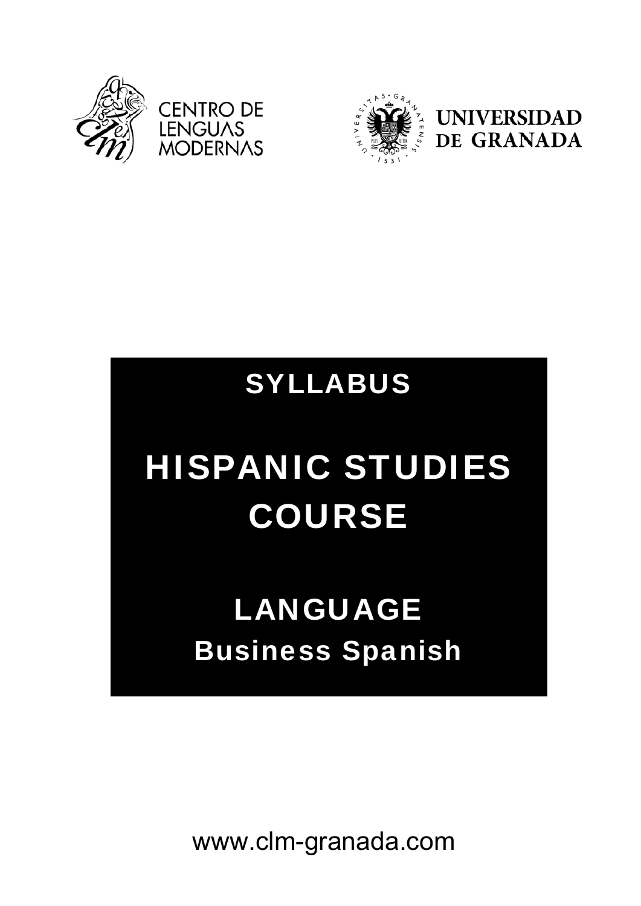CENTRO DE LENGUAS MODERNAS

UNIVERSIDAD DE GRANADA

# SYLLABUS

# HISPANIC STUDIES COURSE

## LANGUAGE

## Business Spanish

www.clm-granada.com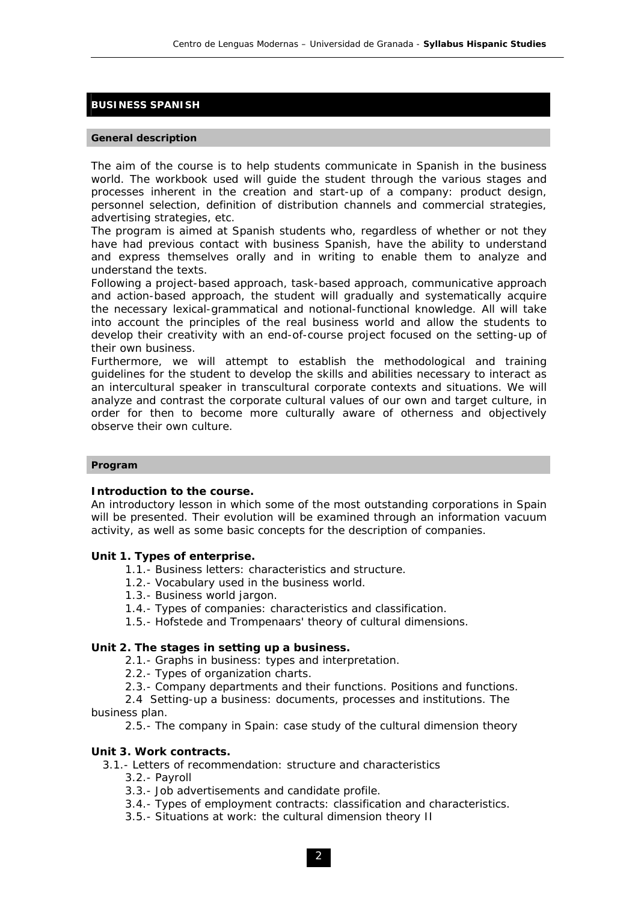## BUSINESS SPANISH

### General description

The aim of the course is to help students communicate in Spanish in the business world. The workbook used will guide the student through the various stages and processes inherent in the creation and start-up of a company: product design, personnel selection, definition of distribution channels and commercial strategies, advertising strategies, etc.

The program is aimed at Spanish students who, regardless of whether or not they have had previous contact with business Spanish, have the ability to understand and express themselves orally and in writing to enable them to analyze and understand the texts.

Following a project-based approach, task-based approach, communicative approach and action-based approach, the student will gradually and systematically acquire the necessary lexical-grammatical and notional-functional knowledge. All will take into account the principles of the real business world and allow the students to develop their creativity with an end-of-course project focused on the setting-up of their own business.

Furthermore, we will attempt to establish the methodological and training guidelines for the student to develop the skills and abilities necessary to interact as an intercultural speaker in transcultural corporate contexts and situations. We will analyze and contrast the corporate cultural values of our own and target culture, in order for then to become more culturally aware of otherness and objectively observe their own culture.

### Program

**Introduction to the course.**

An introductory lesson in which some of the most outstanding corporations in Spain will be presented. Their evolution will be examined through an information vacuum activity, as well as some basic concepts for the description of companies.

**Unit 1. Types of enterprise.**

- 1.1.- Business letters: characteristics and structure.
- 1.2.- Vocabulary used in the business world.
- 1.3.- Business world jargon.
- 1.4.- Types of companies: characteristics and classification.
- 1.5.- Hofstede and Trompenaars' theory of cultural dimensions.

**Unit 2. The stages in setting up a business.**

- 2.1.- Graphs in business: types and interpretation.
- 2.2.- Types of organization charts.
- 2.3.- Company departments and their functions. Positions and functions.
- 2.4 Setting-up a business: documents, processes and institutions. The business plan.
- 2.5.- The company in Spain: case study of the cultural dimension theory

**Unit 3. Work contracts.**

- 3.1.- Letters of recommendation: structure and characteristics
- 3.2.- Payroll
- 3.3.- Job advertisements and candidate profile.
- 3.4.- Types of employment contracts: classification and characteristics.
- 3.5.- Situations at work: the cultural dimension theory II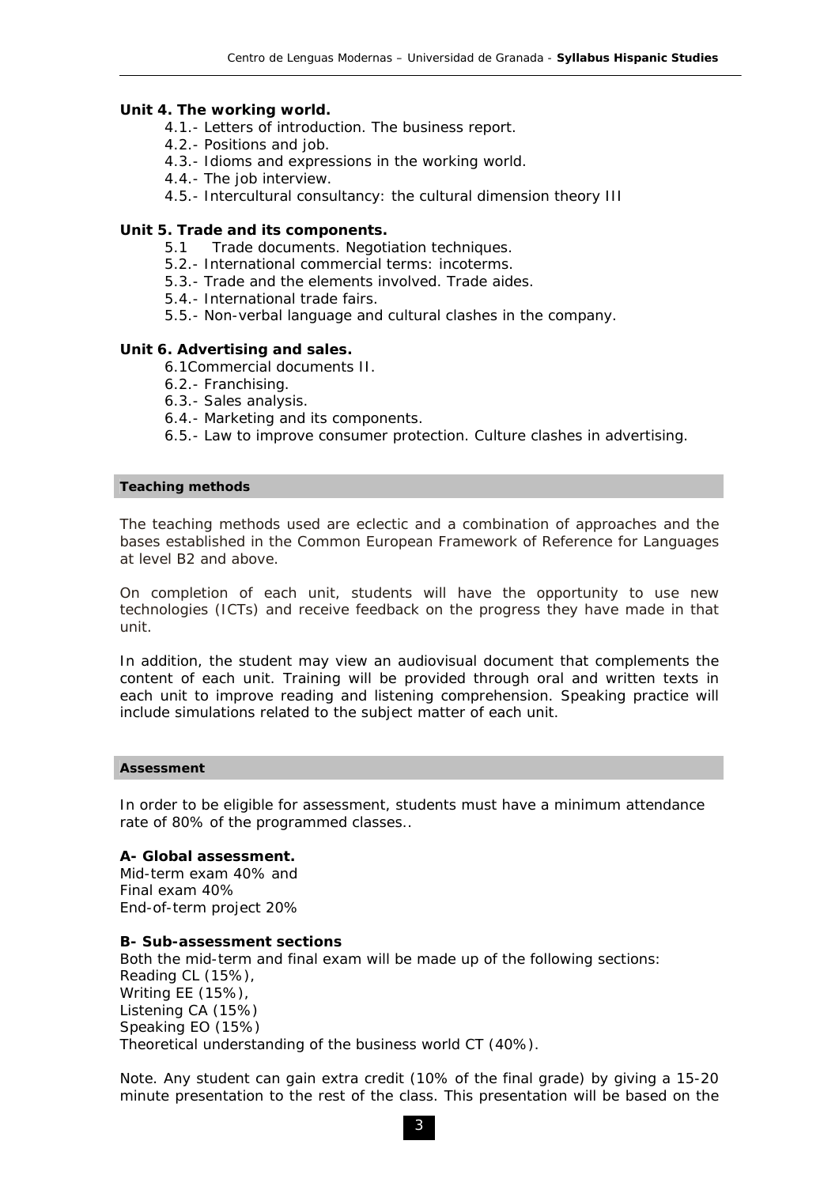**Unit 4. The working world.**

- 4.1.- Letters of introduction. The business report.
- 4.2.- Positions and job.
- 4.3.- Idioms and expressions in the working world.
- 4.4.- The job interview.
- 4.5.- Intercultural consultancy: the cultural dimension theory III

**Unit 5. Trade and its components.**

- 5.1 Trade documents. Negotiation techniques.
- 5.2.- International commercial terms: incoterms.
- 5.3.- Trade and the elements involved. Trade aides.
- 5.4.- International trade fairs.
- 5.5.- Non-verbal language and cultural clashes in the company.

**Unit 6. Advertising and sales.**

- 6.1Commercial documents II.
- 6.2.- Franchising.
- 6.3.- Sales analysis.
- 6.4.- Marketing and its components.
- 6.5.- Law to improve consumer protection. Culture clashes in advertising.

## Teaching methods

The teaching methods used are eclectic and a combination of approaches and the bases established in the Common European Framework of Reference for Languages at level B2 and above.

On completion of each unit, students will have the opportunity to use new technologies (ICTs) and receive feedback on the progress they have made in that unit.

In addition, the student may view an audiovisual document that complements the content of each unit. Training will be provided through oral and written texts in each unit to improve reading and listening comprehension. Speaking practice will include simulations related to the subject matter of each unit.

## Assessment

In order to be eligible for assessment, students must have a minimum attendance rate of 80% of the programmed classes..

**A- Global assessment.**

Mid-term exam 40% and
Final exam 40%
End-of-term project 20%

**B- Sub-assessment sections**

Both the mid-term and final exam will be made up of the following sections:
Reading CL (15%),
Writing EE (15%),
Listening CA (15%)
Speaking EO (15%)
Theoretical understanding of the business world CT (40%).

Note. Any student can gain extra credit (10% of the final grade) by giving a 15-20 minute presentation to the rest of the class. This presentation will be based on the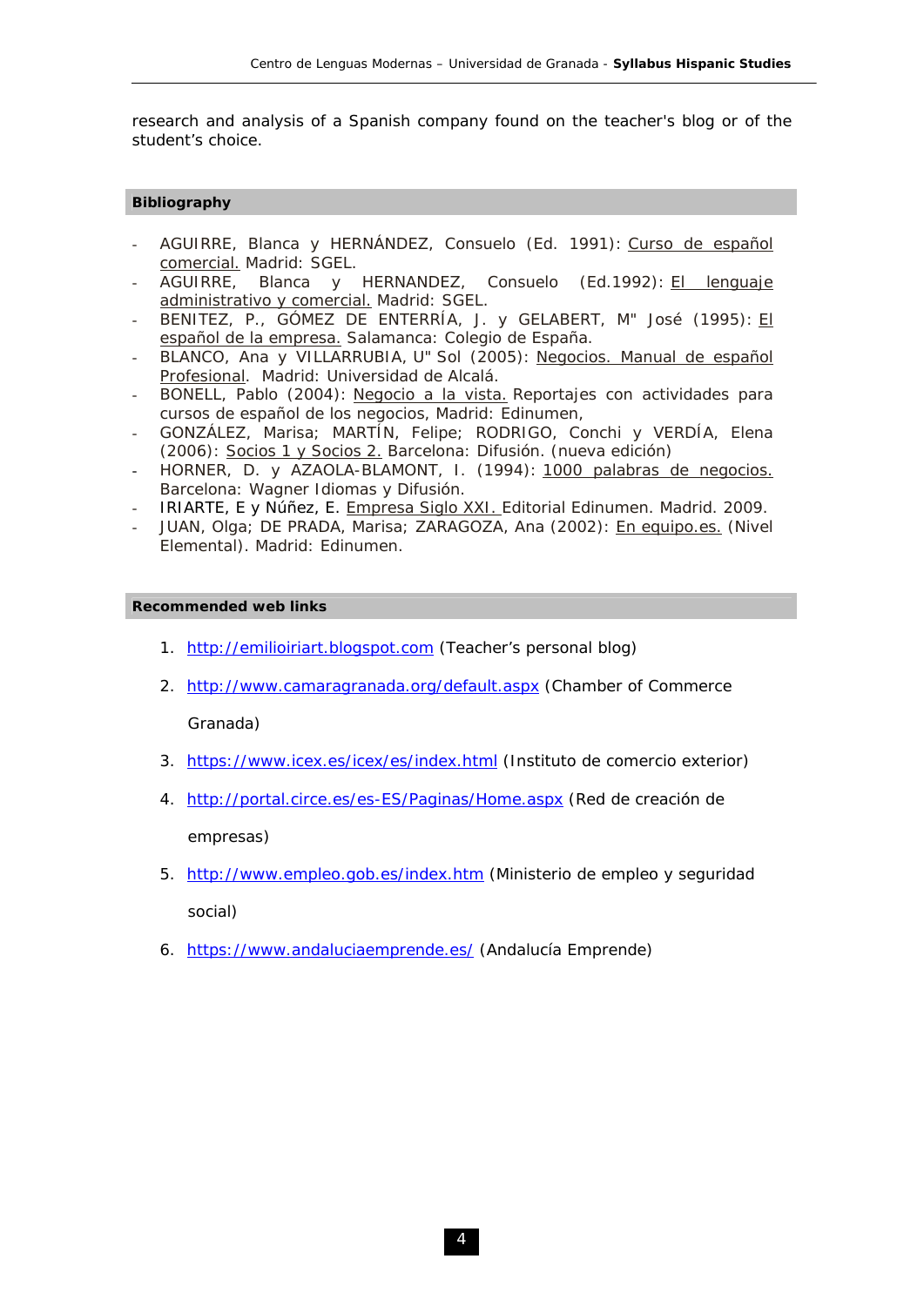research and analysis of a Spanish company found on the teacher's blog or of the student's choice.

## Bibliography

- AGUIRRE, Blanca y HERNÁNDEZ, Consuelo (Ed. 1991): Curso de español comercial. Madrid: SGEL.
- AGUIRRE, Blanca y HERNANDEZ, Consuelo (Ed.1992): El lenguaje administrativo y comercial. Madrid: SGEL.
- BENITEZ, P., GÓMEZ DE ENTERRÍA, J. y GELABERT, M" José (1995): El español de la empresa. Salamanca: Colegio de España.
- BLANCO, Ana y VILLARRUBIA, U" Sol (2005): Negocios. Manual de español Profesional. Madrid: Universidad de Alcalá.
- BONELL, Pablo (2004): Negocio a la vista. Reportajes con actividades para cursos de español de los negocios, Madrid: Edinumen,
- GONZÁLEZ, Marisa; MARTÍN, Felipe; RODRIGO, Conchi y VERDÍA, Elena (2006): Socios 1 y Socios 2. Barcelona: Difusión. (nueva edición)
- HORNER, D. y AZAOLA-BLAMONT, I. (1994): 1000 palabras de negocios. Barcelona: Wagner Idiomas y Difusión.
- IRIARTE, E y Núñez, E. Empresa Siglo XXI. Editorial Edinumen. Madrid. 2009.
- JUAN, Olga; DE PRADA, Marisa; ZARAGOZA, Ana (2002): En equipo.es. (Nivel Elemental). Madrid: Edinumen.

## Recommended web links

1. http://emilioiriart.blogspot.com (Teacher's personal blog)
2. http://www.camaragranada.org/default.aspx (Chamber of Commerce Granada)
3. https://www.icex.es/icex/es/index.html (Instituto de comercio exterior)
4. http://portal.circe.es/es-ES/Paginas/Home.aspx (Red de creación de empresas)
5. http://www.empleo.gob.es/index.htm (Ministerio de empleo y seguridad social)
6. https://www.andaluciaemprende.es/ (Andalucía Emprende)